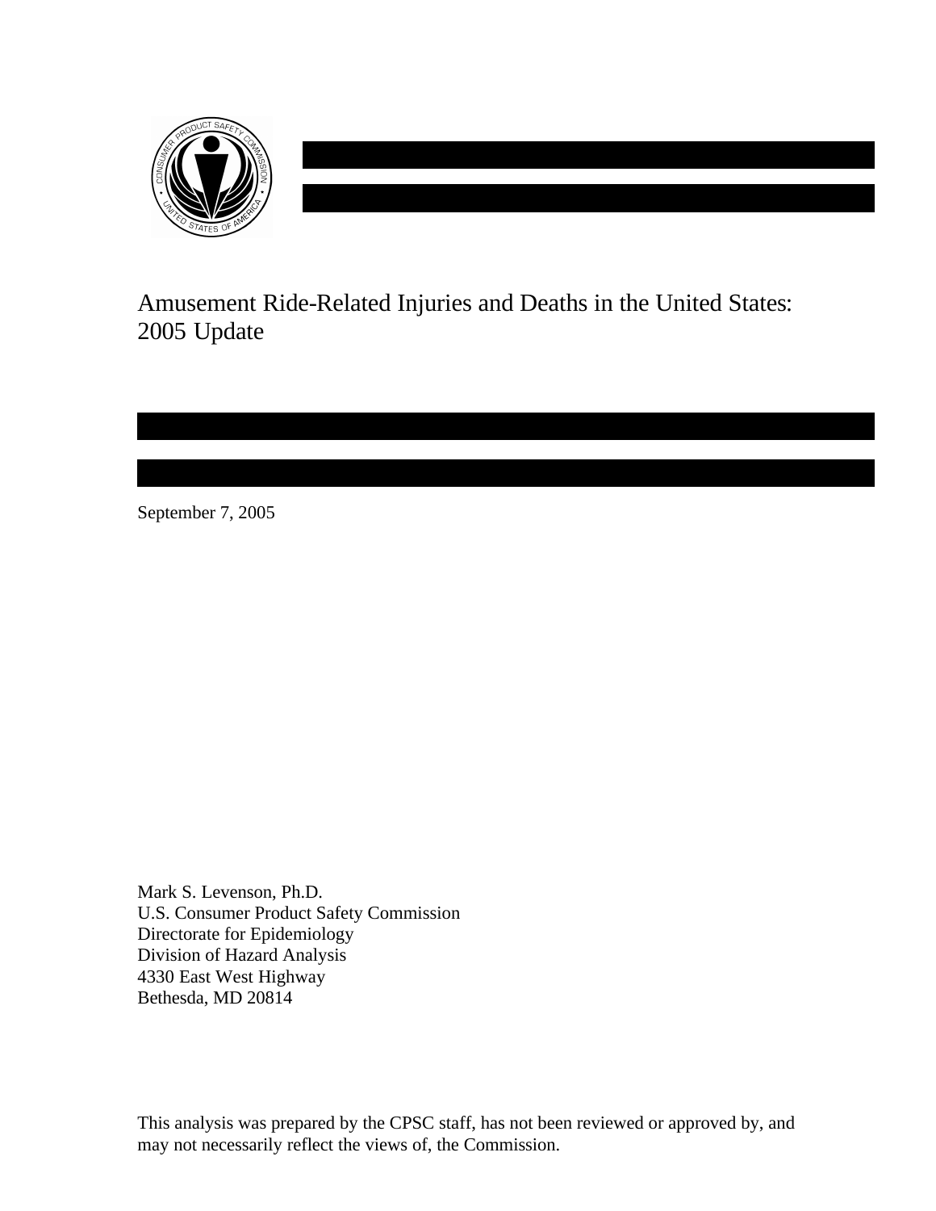# Amusement Ride-Related Injuries and Deaths in the United States: 2005 Update

September 7, 2005

Mark S. Levenson, Ph.D.
U.S. Consumer Product Safety Commission
Directorate for Epidemiology
Division of Hazard Analysis
4330 East West Highway
Bethesda, MD 20814

This analysis was prepared by the CPSC staff, has not been reviewed or approved by, and may not necessarily reflect the views of, the Commission.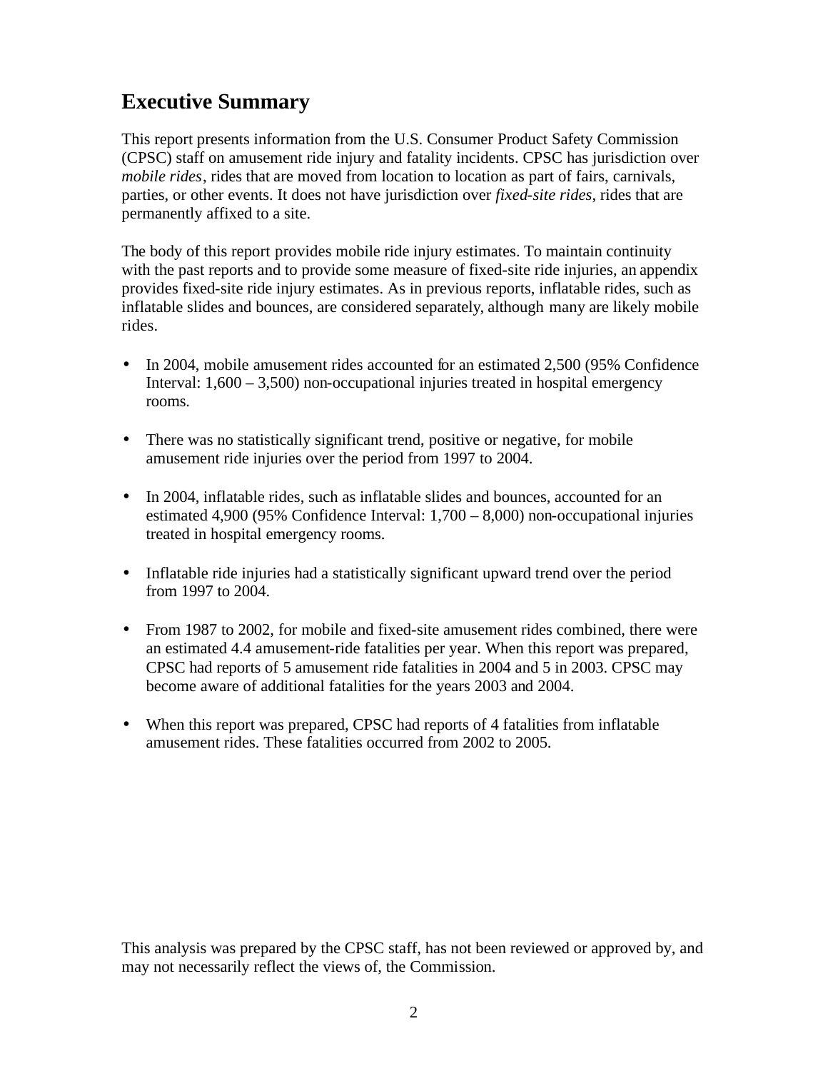# Executive Summary

This report presents information from the U.S. Consumer Product Safety Commission (CPSC) staff on amusement ride injury and fatality incidents. CPSC has jurisdiction over *mobile rides*, rides that are moved from location to location as part of fairs, carnivals, parties, or other events. It does not have jurisdiction over *fixed-site rides*, rides that are permanently affixed to a site.

The body of this report provides mobile ride injury estimates. To maintain continuity with the past reports and to provide some measure of fixed-site ride injuries, an appendix provides fixed-site ride injury estimates. As in previous reports, inflatable rides, such as inflatable slides and bounces, are considered separately, although many are likely mobile rides.

- In 2004, mobile amusement rides accounted for an estimated 2,500 (95% Confidence Interval: 1,600 – 3,500) non-occupational injuries treated in hospital emergency rooms.
- There was no statistically significant trend, positive or negative, for mobile amusement ride injuries over the period from 1997 to 2004.
- In 2004, inflatable rides, such as inflatable slides and bounces, accounted for an estimated 4,900 (95% Confidence Interval: 1,700 – 8,000) non-occupational injuries treated in hospital emergency rooms.
- Inflatable ride injuries had a statistically significant upward trend over the period from 1997 to 2004.
- From 1987 to 2002, for mobile and fixed-site amusement rides combined, there were an estimated 4.4 amusement-ride fatalities per year. When this report was prepared, CPSC had reports of 5 amusement ride fatalities in 2004 and 5 in 2003. CPSC may become aware of additional fatalities for the years 2003 and 2004.
- When this report was prepared, CPSC had reports of 4 fatalities from inflatable amusement rides. These fatalities occurred from 2002 to 2005.

This analysis was prepared by the CPSC staff, has not been reviewed or approved by, and may not necessarily reflect the views of, the Commission.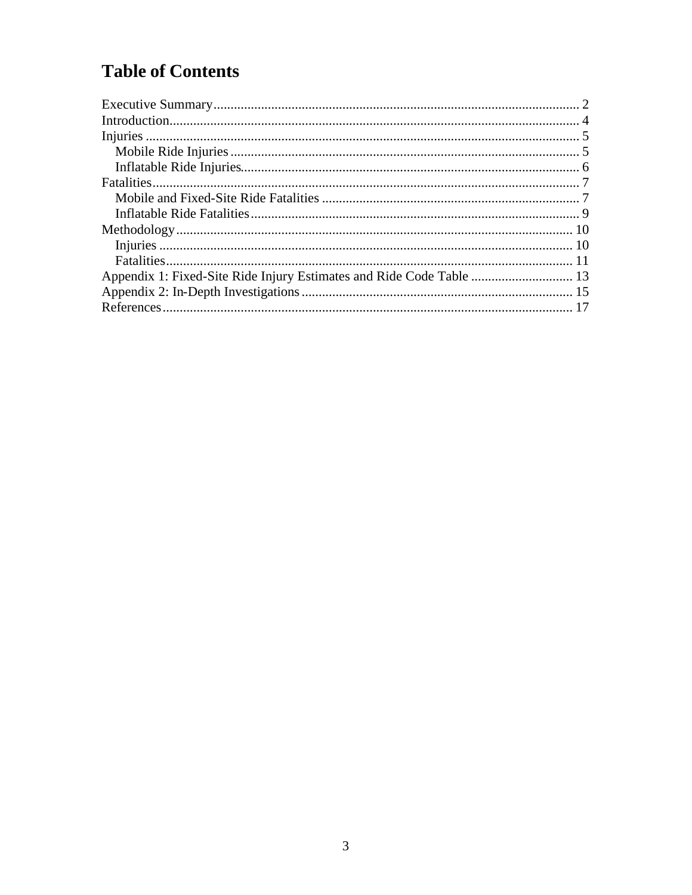# Table of Contents

Executive Summary .......... 2
Introduction .......... 4
Injuries .......... 5
    Mobile Ride Injuries .......... 5
    Inflatable Ride Injuries .......... 6
Fatalities .......... 7
    Mobile and Fixed-Site Ride Fatalities .......... 7
    Inflatable Ride Fatalities .......... 9
Methodology .......... 10
    Injuries .......... 10
    Fatalities .......... 11
Appendix 1: Fixed-Site Ride Injury Estimates and Ride Code Table .......... 13
Appendix 2: In-Depth Investigations .......... 15
References .......... 17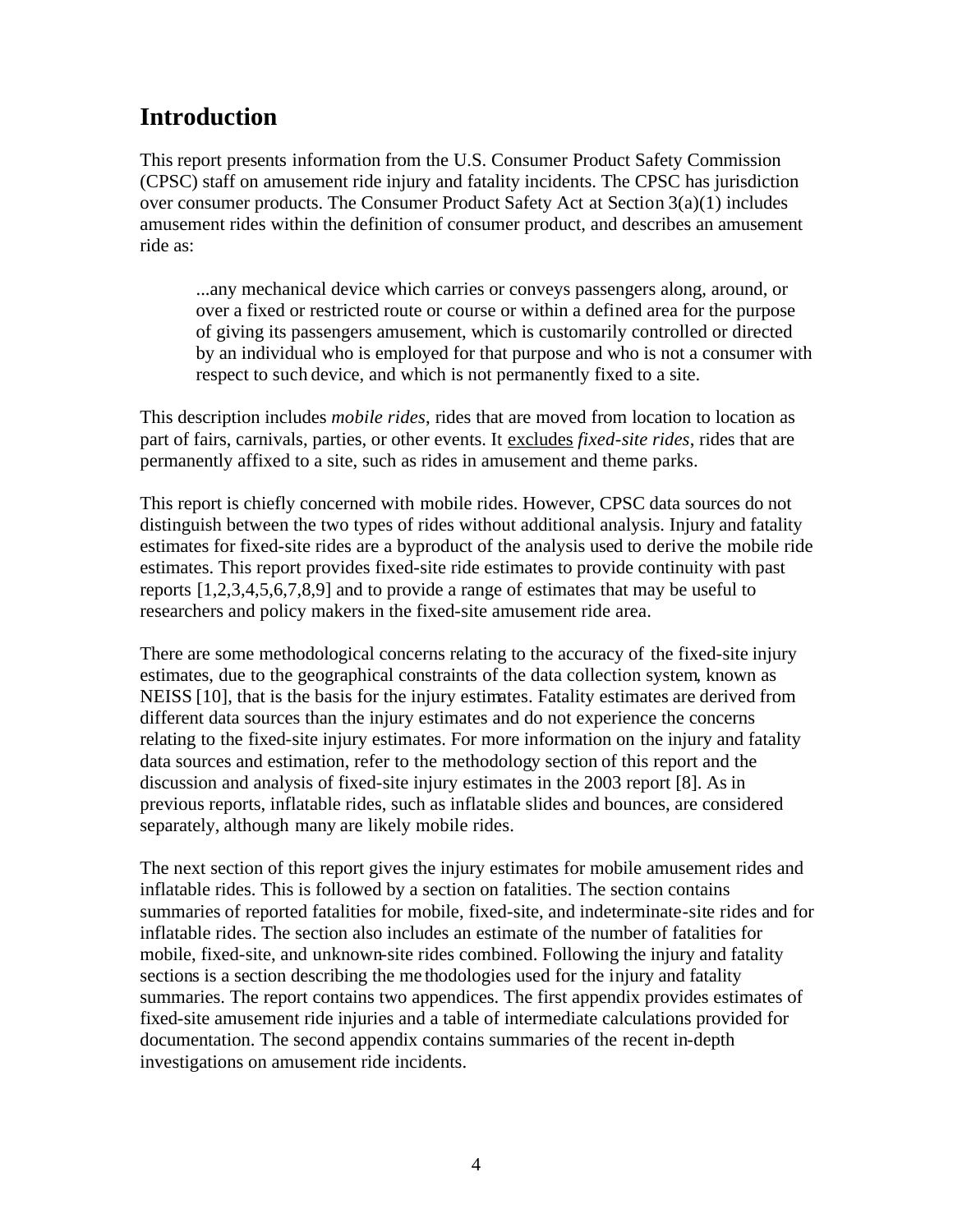# Introduction

This report presents information from the U.S. Consumer Product Safety Commission (CPSC) staff on amusement ride injury and fatality incidents. The CPSC has jurisdiction over consumer products. The Consumer Product Safety Act at Section 3(a)(1) includes amusement rides within the definition of consumer product, and describes an amusement ride as:

> ...any mechanical device which carries or conveys passengers along, around, or over a fixed or restricted route or course or within a defined area for the purpose of giving its passengers amusement, which is customarily controlled or directed by an individual who is employed for that purpose and who is not a consumer with respect to such device, and which is not permanently fixed to a site.

This description includes *mobile rides*, rides that are moved from location to location as part of fairs, carnivals, parties, or other events. It <u>excludes</u> *fixed-site rides*, rides that are permanently affixed to a site, such as rides in amusement and theme parks.

This report is chiefly concerned with mobile rides. However, CPSC data sources do not distinguish between the two types of rides without additional analysis. Injury and fatality estimates for fixed-site rides are a byproduct of the analysis used to derive the mobile ride estimates. This report provides fixed-site ride estimates to provide continuity with past reports [1,2,3,4,5,6,7,8,9] and to provide a range of estimates that may be useful to researchers and policy makers in the fixed-site amusement ride area.

There are some methodological concerns relating to the accuracy of the fixed-site injury estimates, due to the geographical constraints of the data collection system, known as NEISS [10], that is the basis for the injury estimates. Fatality estimates are derived from different data sources than the injury estimates and do not experience the concerns relating to the fixed-site injury estimates. For more information on the injury and fatality data sources and estimation, refer to the methodology section of this report and the discussion and analysis of fixed-site injury estimates in the 2003 report [8]. As in previous reports, inflatable rides, such as inflatable slides and bounces, are considered separately, although many are likely mobile rides.

The next section of this report gives the injury estimates for mobile amusement rides and inflatable rides. This is followed by a section on fatalities. The section contains summaries of reported fatalities for mobile, fixed-site, and indeterminate-site rides and for inflatable rides. The section also includes an estimate of the number of fatalities for mobile, fixed-site, and unknown-site rides combined. Following the injury and fatality sections is a section describing the methodologies used for the injury and fatality summaries. The report contains two appendices. The first appendix provides estimates of fixed-site amusement ride injuries and a table of intermediate calculations provided for documentation. The second appendix contains summaries of the recent in-depth investigations on amusement ride incidents.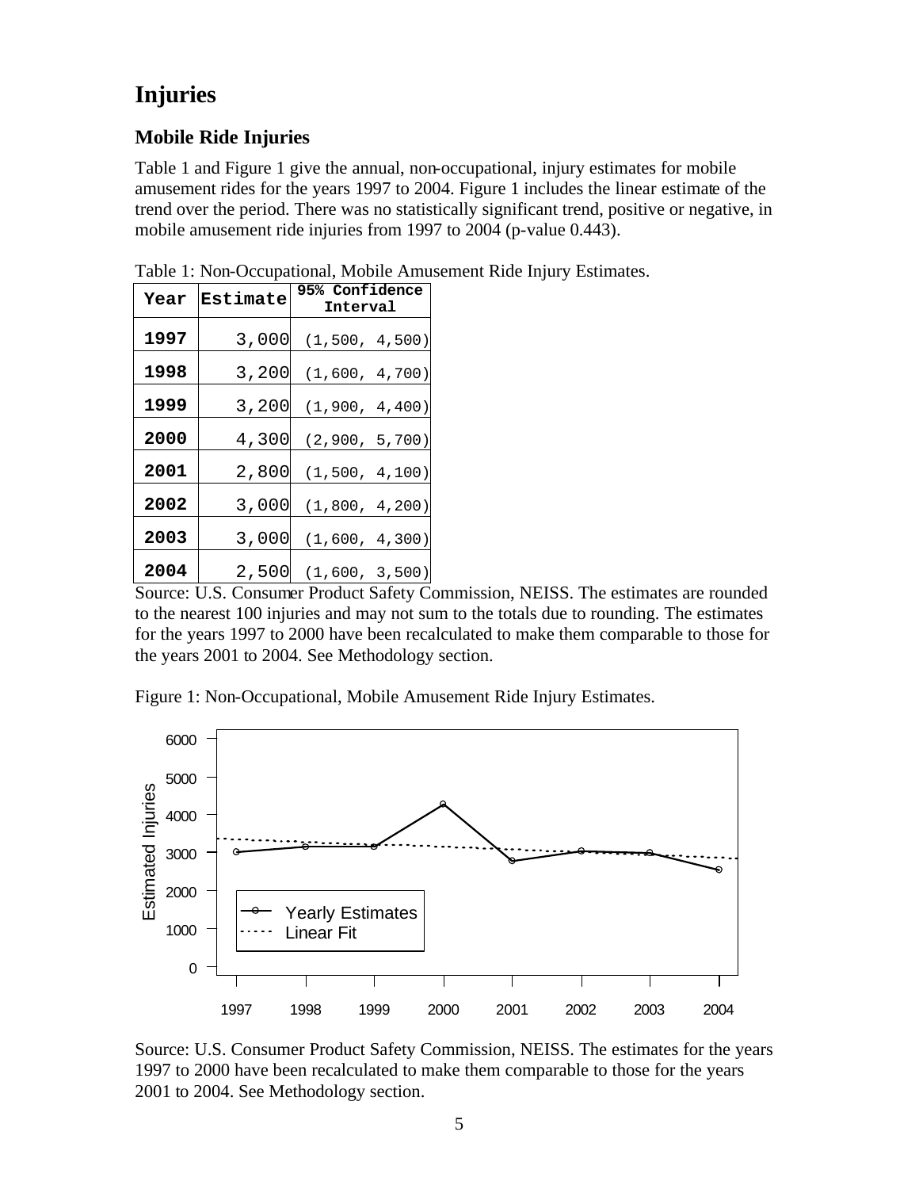# Injuries

## Mobile Ride Injuries

Table 1 and Figure 1 give the annual, non-occupational, injury estimates for mobile amusement rides for the years 1997 to 2004. Figure 1 includes the linear estimate of the trend over the period. There was no statistically significant trend, positive or negative, in mobile amusement ride injuries from 1997 to 2004 (p-value 0.443).

Table 1: Non-Occupational, Mobile Amusement Ride Injury Estimates.

| Year | Estimate | 95% Confidence Interval |
|---|---|---|
| 1997 | 3,000 | (1,500, 4,500) |
| 1998 | 3,200 | (1,600, 4,700) |
| 1999 | 3,200 | (1,900, 4,400) |
| 2000 | 4,300 | (2,900, 5,700) |
| 2001 | 2,800 | (1,500, 4,100) |
| 2002 | 3,000 | (1,800, 4,200) |
| 2003 | 3,000 | (1,600, 4,300) |
| 2004 | 2,500 | (1,600, 3,500) |

Source: U.S. Consumer Product Safety Commission, NEISS. The estimates are rounded to the nearest 100 injuries and may not sum to the totals due to rounding. The estimates for the years 1997 to 2000 have been recalculated to make them comparable to those for the years 2001 to 2004. See Methodology section.

Figure 1: Non-Occupational, Mobile Amusement Ride Injury Estimates.

Source: U.S. Consumer Product Safety Commission, NEISS. The estimates for the years 1997 to 2000 have been recalculated to make them comparable to those for the years 2001 to 2004. See Methodology section.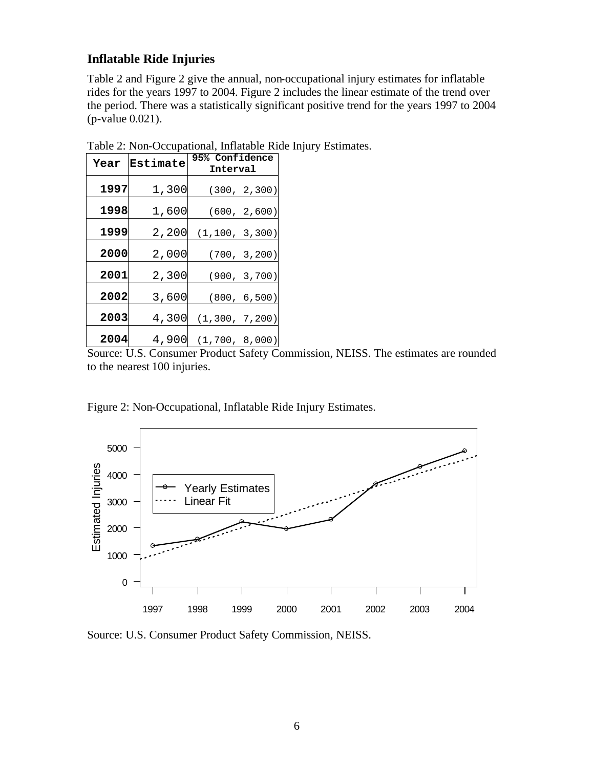## Inflatable Ride Injuries

Table 2 and Figure 2 give the annual, non-occupational injury estimates for inflatable rides for the years 1997 to 2004. Figure 2 includes the linear estimate of the trend over the period. There was a statistically significant positive trend for the years 1997 to 2004 (p-value 0.021).

Table 2: Non-Occupational, Inflatable Ride Injury Estimates.

| Year | Estimate | 95% Confidence Interval |
|---|---|---|
| **1997** | 1,300 | (300, 2,300) |
| **1998** | 1,600 | (600, 2,600) |
| **1999** | 2,200 | (1,100, 3,300) |
| **2000** | 2,000 | (700, 3,200) |
| **2001** | 2,300 | (900, 3,700) |
| **2002** | 3,600 | (800, 6,500) |
| **2003** | 4,300 | (1,300, 7,200) |
| **2004** | 4,900 | (1,700, 8,000) |

Source: U.S. Consumer Product Safety Commission, NEISS. The estimates are rounded to the nearest 100 injuries.

Figure 2: Non-Occupational, Inflatable Ride Injury Estimates.

Source: U.S. Consumer Product Safety Commission, NEISS.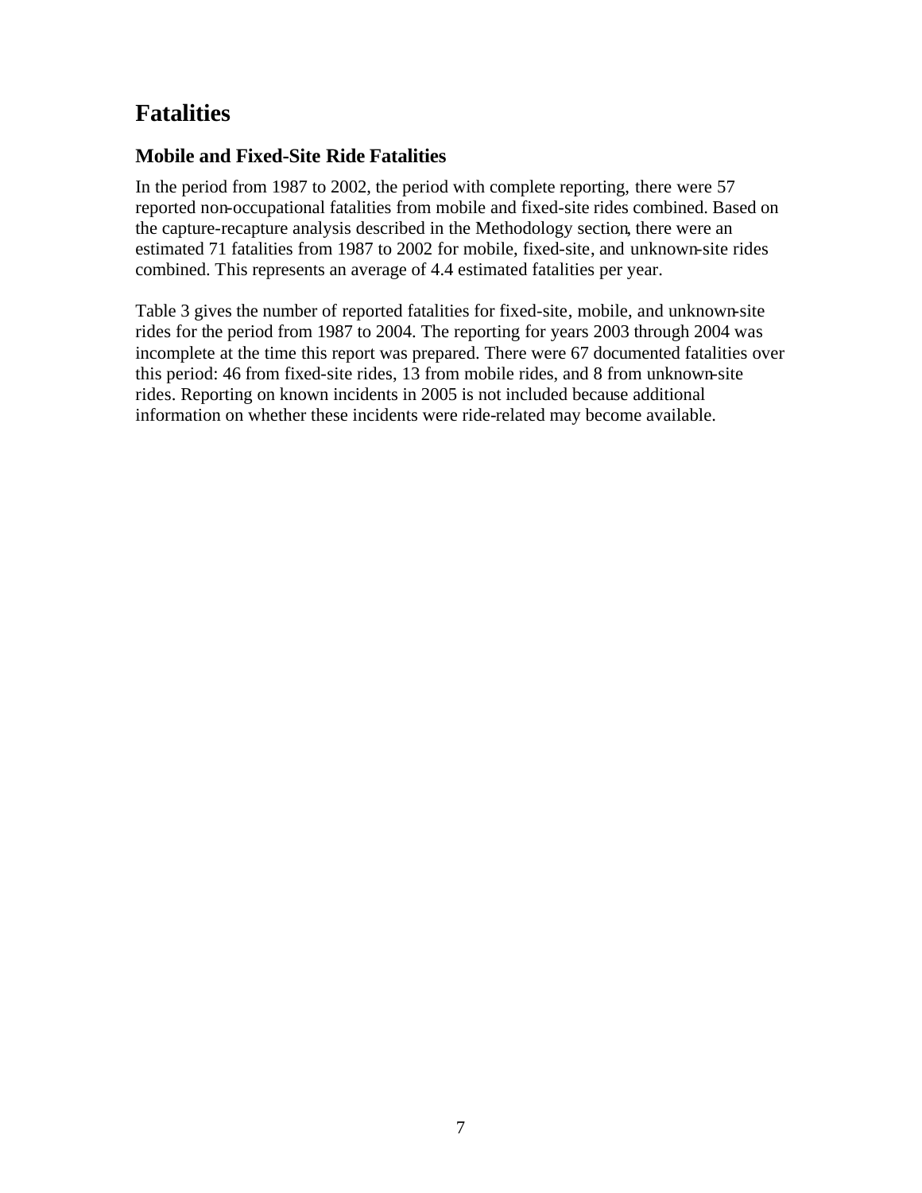# Fatalities

## Mobile and Fixed-Site Ride Fatalities

In the period from 1987 to 2002, the period with complete reporting, there were 57 reported non-occupational fatalities from mobile and fixed-site rides combined. Based on the capture-recapture analysis described in the Methodology section, there were an estimated 71 fatalities from 1987 to 2002 for mobile, fixed-site, and unknown-site rides combined. This represents an average of 4.4 estimated fatalities per year.

Table 3 gives the number of reported fatalities for fixed-site, mobile, and unknown-site rides for the period from 1987 to 2004. The reporting for years 2003 through 2004 was incomplete at the time this report was prepared. There were 67 documented fatalities over this period: 46 from fixed-site rides, 13 from mobile rides, and 8 from unknown-site rides. Reporting on known incidents in 2005 is not included because additional information on whether these incidents were ride-related may become available.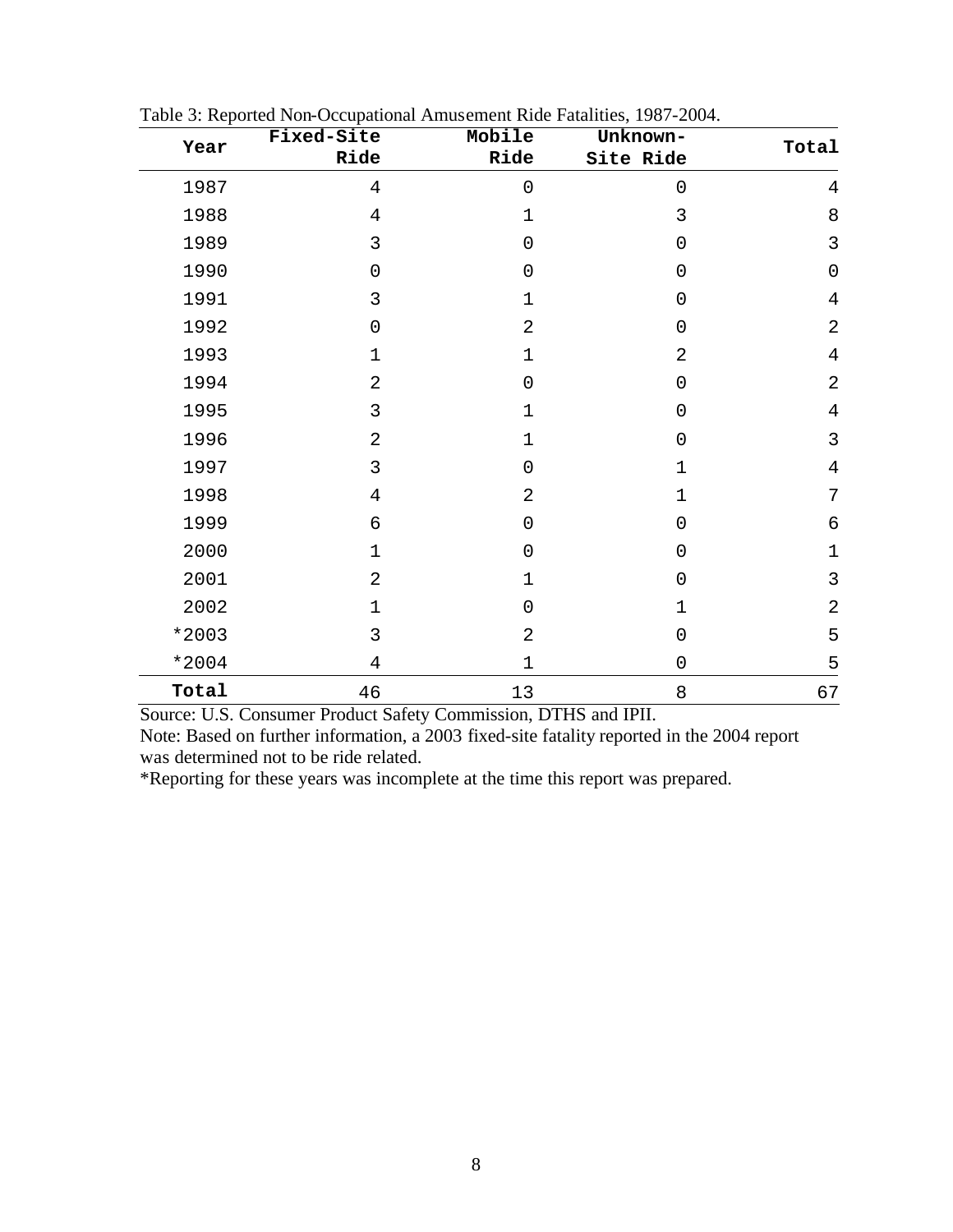Table 3: Reported Non-Occupational Amusement Ride Fatalities, 1987-2004.

| Year | Fixed-Site Ride | Mobile Ride | Unknown-Site Ride | Total |
|---|---|---|---|---|
| 1987 | 4 | 0 | 0 | 4 |
| 1988 | 4 | 1 | 3 | 8 |
| 1989 | 3 | 0 | 0 | 3 |
| 1990 | 0 | 0 | 0 | 0 |
| 1991 | 3 | 1 | 0 | 4 |
| 1992 | 0 | 2 | 0 | 2 |
| 1993 | 1 | 1 | 2 | 4 |
| 1994 | 2 | 0 | 0 | 2 |
| 1995 | 3 | 1 | 0 | 4 |
| 1996 | 2 | 1 | 0 | 3 |
| 1997 | 3 | 0 | 1 | 4 |
| 1998 | 4 | 2 | 1 | 7 |
| 1999 | 6 | 0 | 0 | 6 |
| 2000 | 1 | 0 | 0 | 1 |
| 2001 | 2 | 1 | 0 | 3 |
| 2002 | 1 | 0 | 1 | 2 |
| *2003 | 3 | 2 | 0 | 5 |
| *2004 | 4 | 1 | 0 | 5 |
| **Total** | 46 | 13 | 8 | 67 |

Source: U.S. Consumer Product Safety Commission, DTHS and IPII.
Note: Based on further information, a 2003 fixed-site fatality reported in the 2004 report was determined not to be ride related.
*Reporting for these years was incomplete at the time this report was prepared.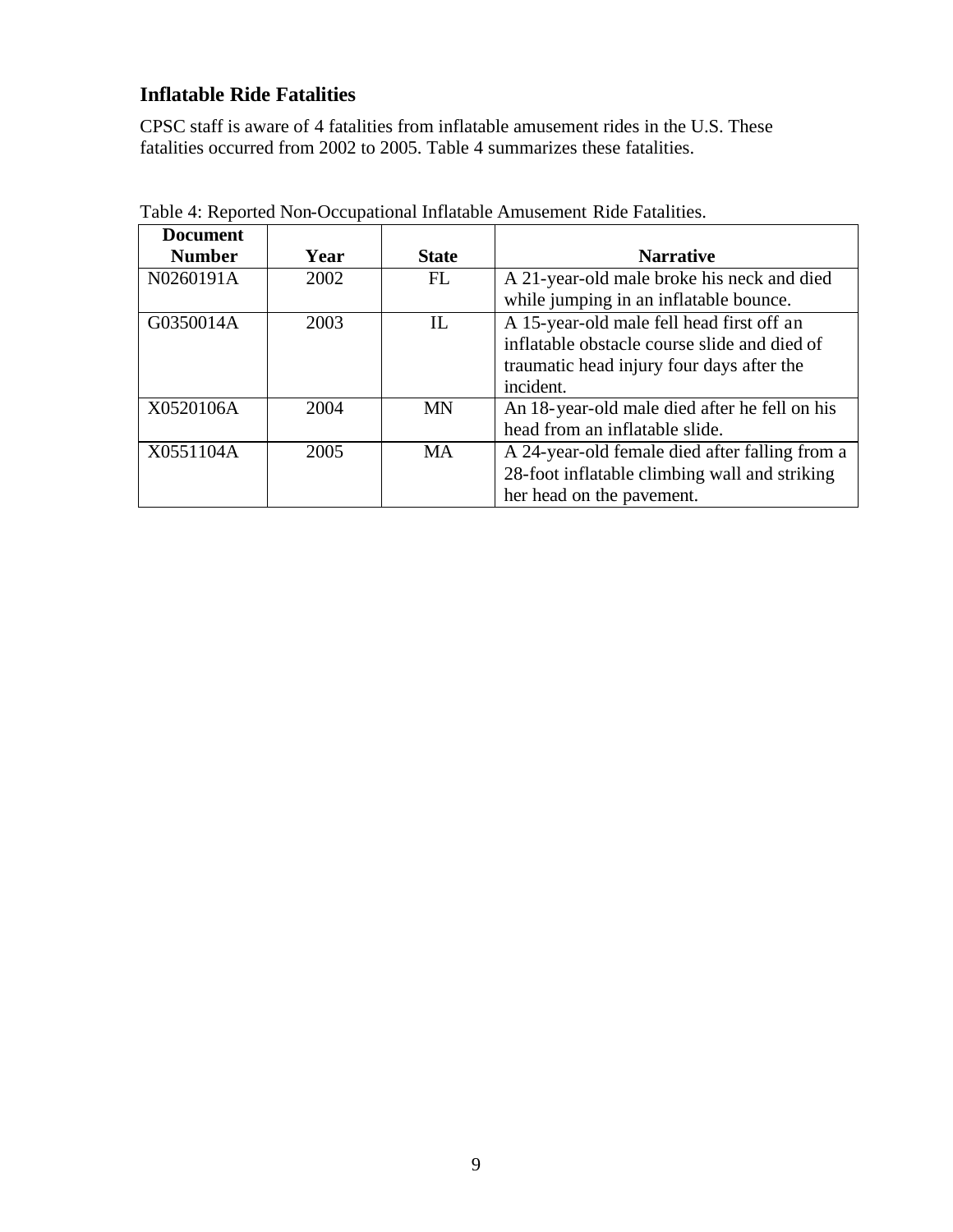## Inflatable Ride Fatalities

CPSC staff is aware of 4 fatalities from inflatable amusement rides in the U.S. These fatalities occurred from 2002 to 2005. Table 4 summarizes these fatalities.

Table 4: Reported Non-Occupational Inflatable Amusement Ride Fatalities.

| Document Number | Year | State | Narrative |
|---|---|---|---|
| N0260191A | 2002 | FL | A 21-year-old male broke his neck and died while jumping in an inflatable bounce. |
| G0350014A | 2003 | IL | A 15-year-old male fell head first off an inflatable obstacle course slide and died of traumatic head injury four days after the incident. |
| X0520106A | 2004 | MN | An 18-year-old male died after he fell on his head from an inflatable slide. |
| X0551104A | 2005 | MA | A 24-year-old female died after falling from a 28-foot inflatable climbing wall and striking her head on the pavement. |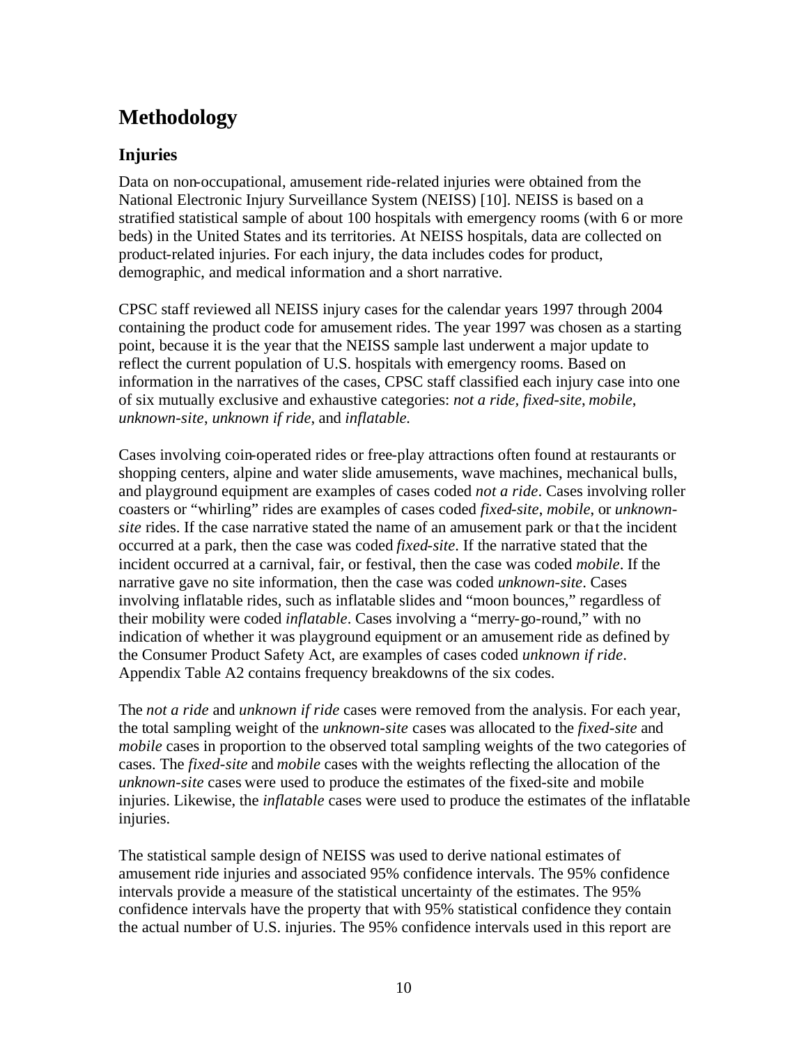# Methodology

## Injuries

Data on non-occupational, amusement ride-related injuries were obtained from the National Electronic Injury Surveillance System (NEISS) [10]. NEISS is based on a stratified statistical sample of about 100 hospitals with emergency rooms (with 6 or more beds) in the United States and its territories. At NEISS hospitals, data are collected on product-related injuries. For each injury, the data includes codes for product, demographic, and medical information and a short narrative.

CPSC staff reviewed all NEISS injury cases for the calendar years 1997 through 2004 containing the product code for amusement rides. The year 1997 was chosen as a starting point, because it is the year that the NEISS sample last underwent a major update to reflect the current population of U.S. hospitals with emergency rooms. Based on information in the narratives of the cases, CPSC staff classified each injury case into one of six mutually exclusive and exhaustive categories: *not a ride*, *fixed-site*, *mobile*, *unknown-site*, *unknown if ride*, and *inflatable*.

Cases involving coin-operated rides or free-play attractions often found at restaurants or shopping centers, alpine and water slide amusements, wave machines, mechanical bulls, and playground equipment are examples of cases coded *not a ride*. Cases involving roller coasters or "whirling" rides are examples of cases coded *fixed-site*, *mobile*, or *unknown-site* rides. If the case narrative stated the name of an amusement park or that the incident occurred at a park, then the case was coded *fixed-site*. If the narrative stated that the incident occurred at a carnival, fair, or festival, then the case was coded *mobile*. If the narrative gave no site information, then the case was coded *unknown-site*. Cases involving inflatable rides, such as inflatable slides and "moon bounces," regardless of their mobility were coded *inflatable*. Cases involving a "merry-go-round," with no indication of whether it was playground equipment or an amusement ride as defined by the Consumer Product Safety Act, are examples of cases coded *unknown if ride*. Appendix Table A2 contains frequency breakdowns of the six codes.

The *not a ride* and *unknown if ride* cases were removed from the analysis. For each year, the total sampling weight of the *unknown-site* cases was allocated to the *fixed-site* and *mobile* cases in proportion to the observed total sampling weights of the two categories of cases. The *fixed-site* and *mobile* cases with the weights reflecting the allocation of the *unknown-site* cases were used to produce the estimates of the fixed-site and mobile injuries. Likewise, the *inflatable* cases were used to produce the estimates of the inflatable injuries.

The statistical sample design of NEISS was used to derive national estimates of amusement ride injuries and associated 95% confidence intervals. The 95% confidence intervals provide a measure of the statistical uncertainty of the estimates. The 95% confidence intervals have the property that with 95% statistical confidence they contain the actual number of U.S. injuries. The 95% confidence intervals used in this report are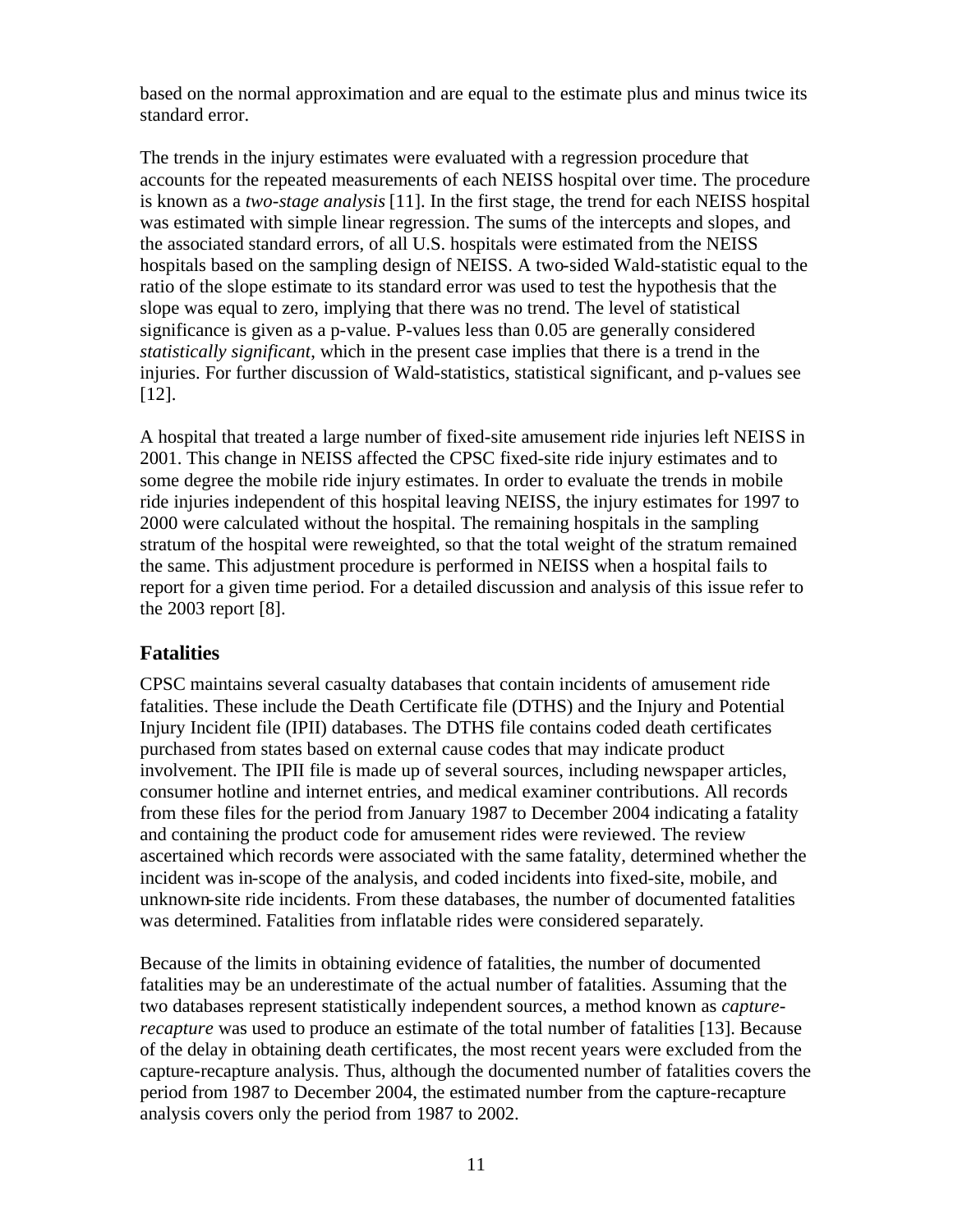based on the normal approximation and are equal to the estimate plus and minus twice its standard error.

The trends in the injury estimates were evaluated with a regression procedure that accounts for the repeated measurements of each NEISS hospital over time. The procedure is known as a *two-stage analysis* [11]. In the first stage, the trend for each NEISS hospital was estimated with simple linear regression. The sums of the intercepts and slopes, and the associated standard errors, of all U.S. hospitals were estimated from the NEISS hospitals based on the sampling design of NEISS. A two-sided Wald-statistic equal to the ratio of the slope estimate to its standard error was used to test the hypothesis that the slope was equal to zero, implying that there was no trend. The level of statistical significance is given as a p-value. P-values less than 0.05 are generally considered *statistically significant*, which in the present case implies that there is a trend in the injuries. For further discussion of Wald-statistics, statistical significant, and p-values see [12].

A hospital that treated a large number of fixed-site amusement ride injuries left NEISS in 2001. This change in NEISS affected the CPSC fixed-site ride injury estimates and to some degree the mobile ride injury estimates. In order to evaluate the trends in mobile ride injuries independent of this hospital leaving NEISS, the injury estimates for 1997 to 2000 were calculated without the hospital. The remaining hospitals in the sampling stratum of the hospital were reweighted, so that the total weight of the stratum remained the same. This adjustment procedure is performed in NEISS when a hospital fails to report for a given time period. For a detailed discussion and analysis of this issue refer to the 2003 report [8].

## Fatalities

CPSC maintains several casualty databases that contain incidents of amusement ride fatalities. These include the Death Certificate file (DTHS) and the Injury and Potential Injury Incident file (IPII) databases. The DTHS file contains coded death certificates purchased from states based on external cause codes that may indicate product involvement. The IPII file is made up of several sources, including newspaper articles, consumer hotline and internet entries, and medical examiner contributions. All records from these files for the period from January 1987 to December 2004 indicating a fatality and containing the product code for amusement rides were reviewed. The review ascertained which records were associated with the same fatality, determined whether the incident was in-scope of the analysis, and coded incidents into fixed-site, mobile, and unknown-site ride incidents. From these databases, the number of documented fatalities was determined. Fatalities from inflatable rides were considered separately.

Because of the limits in obtaining evidence of fatalities, the number of documented fatalities may be an underestimate of the actual number of fatalities. Assuming that the two databases represent statistically independent sources, a method known as *capture-recapture* was used to produce an estimate of the total number of fatalities [13]. Because of the delay in obtaining death certificates, the most recent years were excluded from the capture-recapture analysis. Thus, although the documented number of fatalities covers the period from 1987 to December 2004, the estimated number from the capture-recapture analysis covers only the period from 1987 to 2002.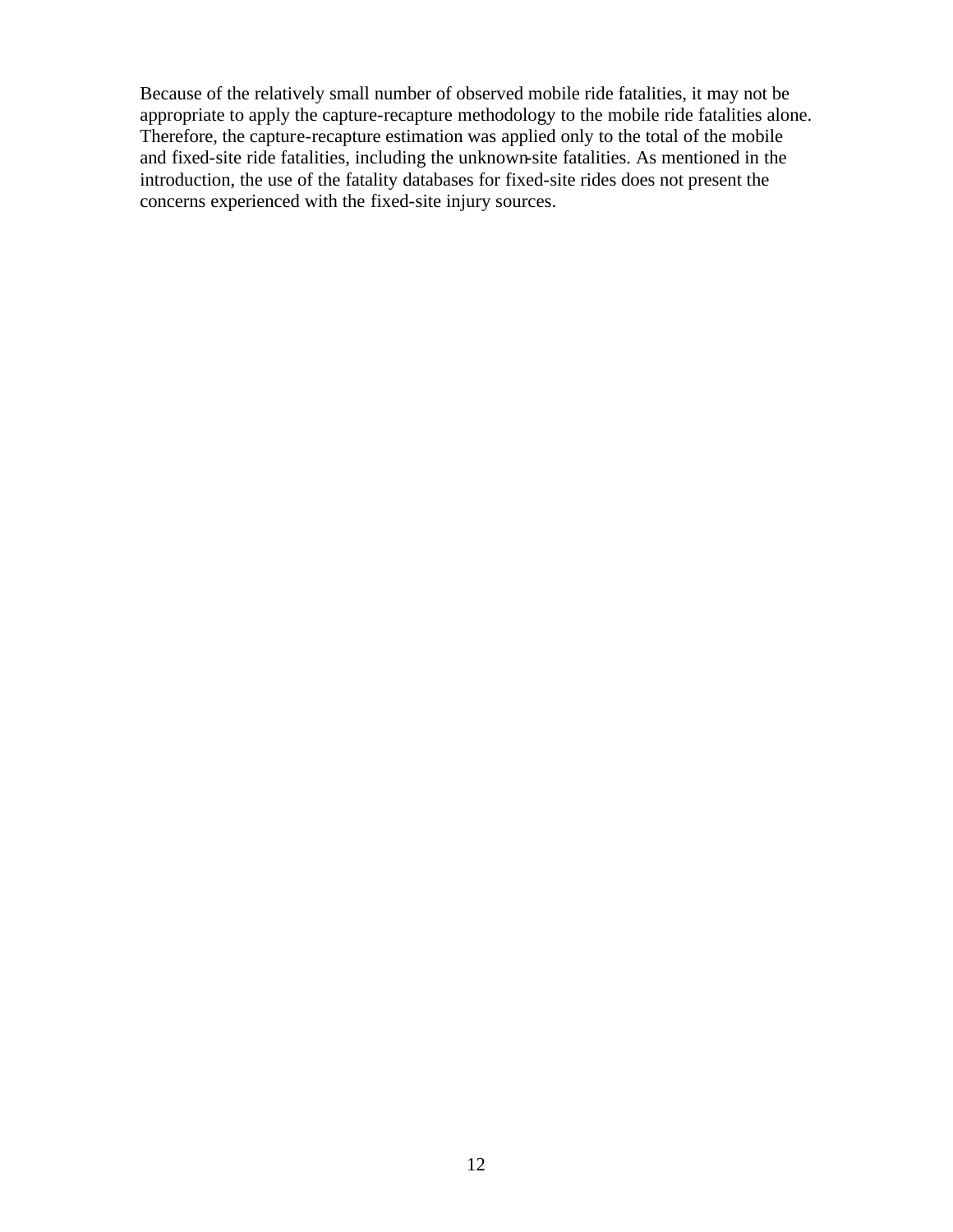Because of the relatively small number of observed mobile ride fatalities, it may not be appropriate to apply the capture-recapture methodology to the mobile ride fatalities alone. Therefore, the capture-recapture estimation was applied only to the total of the mobile and fixed-site ride fatalities, including the unknown-site fatalities. As mentioned in the introduction, the use of the fatality databases for fixed-site rides does not present the concerns experienced with the fixed-site injury sources.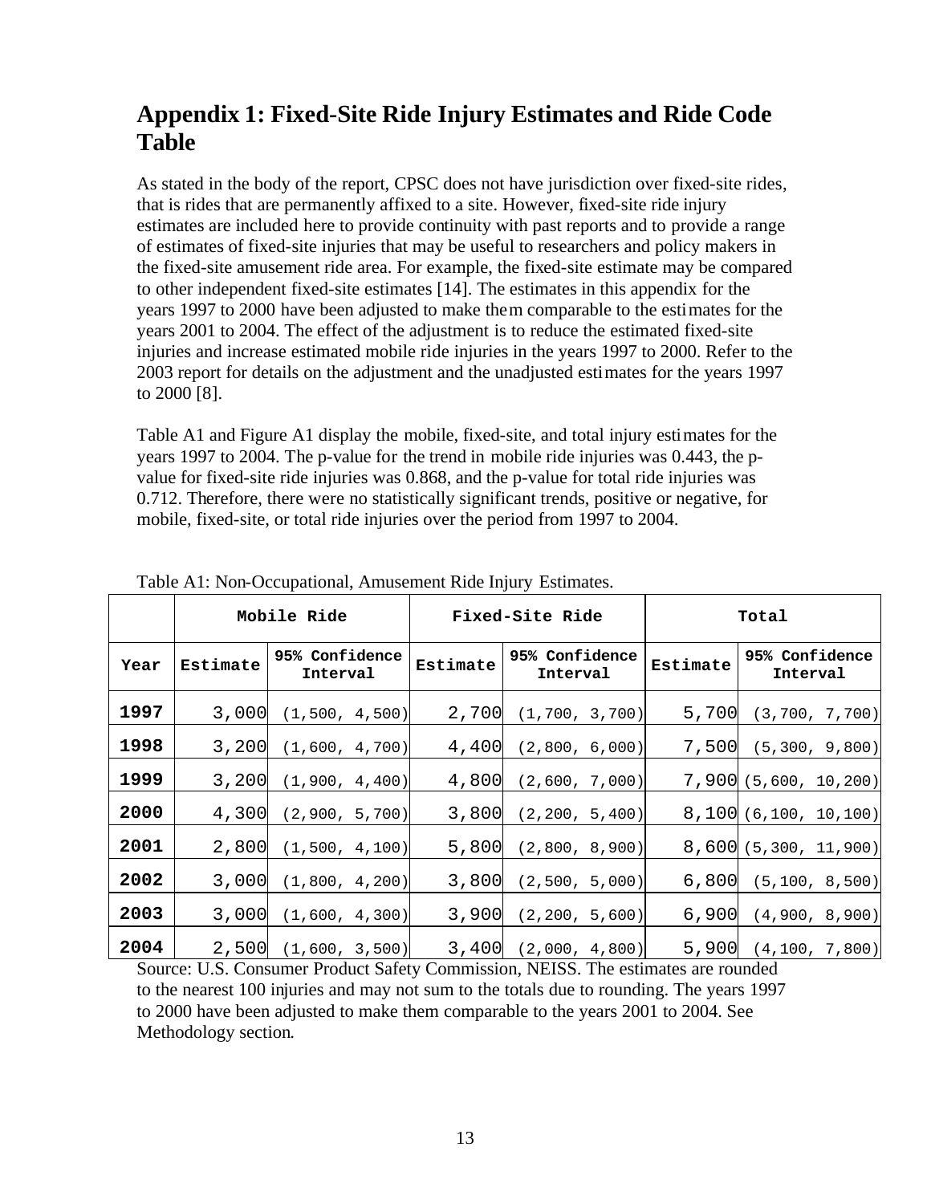## Appendix 1: Fixed-Site Ride Injury Estimates and Ride Code Table

As stated in the body of the report, CPSC does not have jurisdiction over fixed-site rides, that is rides that are permanently affixed to a site. However, fixed-site ride injury estimates are included here to provide continuity with past reports and to provide a range of estimates of fixed-site injuries that may be useful to researchers and policy makers in the fixed-site amusement ride area. For example, the fixed-site estimate may be compared to other independent fixed-site estimates [14]. The estimates in this appendix for the years 1997 to 2000 have been adjusted to make them comparable to the estimates for the years 2001 to 2004. The effect of the adjustment is to reduce the estimated fixed-site injuries and increase estimated mobile ride injuries in the years 1997 to 2000. Refer to the 2003 report for details on the adjustment and the unadjusted estimates for the years 1997 to 2000 [8].

Table A1 and Figure A1 display the mobile, fixed-site, and total injury estimates for the years 1997 to 2004. The p-value for the trend in mobile ride injuries was 0.443, the p-value for fixed-site ride injuries was 0.868, and the p-value for total ride injuries was 0.712. Therefore, there were no statistically significant trends, positive or negative, for mobile, fixed-site, or total ride injuries over the period from 1997 to 2004.

Table A1: Non-Occupational, Amusement Ride Injury Estimates.

| | Mobile Ride | | Fixed-Site Ride | | Total | |
|---|---|---|---|---|---|---|
| Year | Estimate | 95% Confidence Interval | Estimate | 95% Confidence Interval | Estimate | 95% Confidence Interval |
| **1997** | 3,000 | (1,500, 4,500) | 2,700 | (1,700, 3,700) | 5,700 | (3,700, 7,700) |
| **1998** | 3,200 | (1,600, 4,700) | 4,400 | (2,800, 6,000) | 7,500 | (5,300, 9,800) |
| **1999** | 3,200 | (1,900, 4,400) | 4,800 | (2,600, 7,000) | 7,900 | (5,600, 10,200) |
| **2000** | 4,300 | (2,900, 5,700) | 3,800 | (2,200, 5,400) | 8,100 | (6,100, 10,100) |
| **2001** | 2,800 | (1,500, 4,100) | 5,800 | (2,800, 8,900) | 8,600 | (5,300, 11,900) |
| **2002** | 3,000 | (1,800, 4,200) | 3,800 | (2,500, 5,000) | 6,800 | (5,100, 8,500) |
| **2003** | 3,000 | (1,600, 4,300) | 3,900 | (2,200, 5,600) | 6,900 | (4,900, 8,900) |
| **2004** | 2,500 | (1,600, 3,500) | 3,400 | (2,000, 4,800) | 5,900 | (4,100, 7,800) |

Source: U.S. Consumer Product Safety Commission, NEISS. The estimates are rounded to the nearest 100 injuries and may not sum to the totals due to rounding. The years 1997 to 2000 have been adjusted to make them comparable to the years 2001 to 2004. See Methodology section.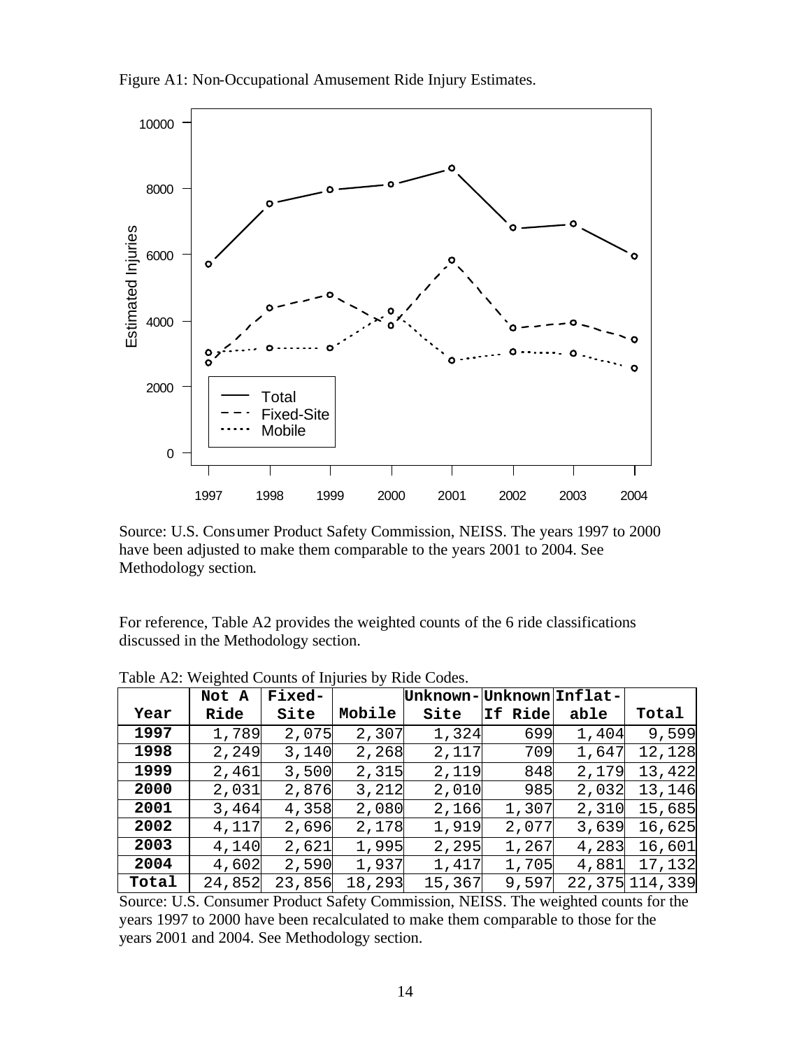Figure A1: Non-Occupational Amusement Ride Injury Estimates.

Source: U.S. Consumer Product Safety Commission, NEISS. The years 1997 to 2000 have been adjusted to make them comparable to the years 2001 to 2004. See Methodology section.

For reference, Table A2 provides the weighted counts of the 6 ride classifications discussed in the Methodology section.

Table A2: Weighted Counts of Injuries by Ride Codes.

| Year | Not A Ride | Fixed-Site | Mobile | Unknown-Site | Unknown If Ride | Inflat-able | Total |
|---|---|---|---|---|---|---|---|
| **1997** | 1,789 | 2,075 | 2,307 | 1,324 | 699 | 1,404 | 9,599 |
| **1998** | 2,249 | 3,140 | 2,268 | 2,117 | 709 | 1,647 | 12,128 |
| **1999** | 2,461 | 3,500 | 2,315 | 2,119 | 848 | 2,179 | 13,422 |
| **2000** | 2,031 | 2,876 | 3,212 | 2,010 | 985 | 2,032 | 13,146 |
| **2001** | 3,464 | 4,358 | 2,080 | 2,166 | 1,307 | 2,310 | 15,685 |
| **2002** | 4,117 | 2,696 | 2,178 | 1,919 | 2,077 | 3,639 | 16,625 |
| **2003** | 4,140 | 2,621 | 1,995 | 2,295 | 1,267 | 4,283 | 16,601 |
| **2004** | 4,602 | 2,590 | 1,937 | 1,417 | 1,705 | 4,881 | 17,132 |
| **Total** | 24,852 | 23,856 | 18,293 | 15,367 | 9,597 | 22,375 | 114,339 |

Source: U.S. Consumer Product Safety Commission, NEISS. The weighted counts for the years 1997 to 2000 have been recalculated to make them comparable to those for the years 2001 and 2004. See Methodology section.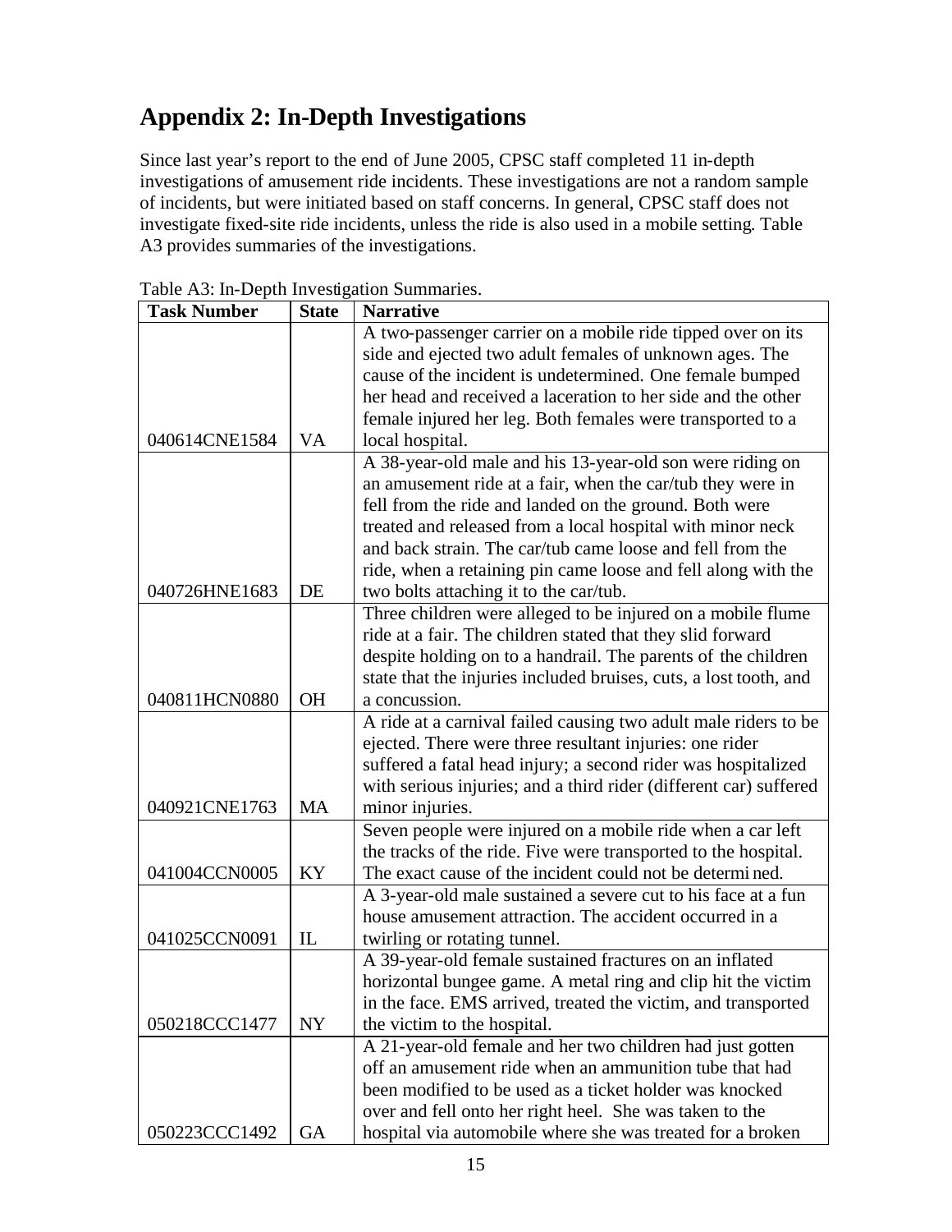# Appendix 2: In-Depth Investigations

Since last year's report to the end of June 2005, CPSC staff completed 11 in-depth investigations of amusement ride incidents. These investigations are not a random sample of incidents, but were initiated based on staff concerns. In general, CPSC staff does not investigate fixed-site ride incidents, unless the ride is also used in a mobile setting. Table A3 provides summaries of the investigations.

Table A3: In-Depth Investigation Summaries.

| Task Number | State | Narrative |
|---|---|---|
| 040614CNE1584 | VA | A two-passenger carrier on a mobile ride tipped over on its side and ejected two adult females of unknown ages. The cause of the incident is undetermined. One female bumped her head and received a laceration to her side and the other female injured her leg. Both females were transported to a local hospital. |
| 040726HNE1683 | DE | A 38-year-old male and his 13-year-old son were riding on an amusement ride at a fair, when the car/tub they were in fell from the ride and landed on the ground. Both were treated and released from a local hospital with minor neck and back strain. The car/tub came loose and fell from the ride, when a retaining pin came loose and fell along with the two bolts attaching it to the car/tub. |
| 040811HCN0880 | OH | Three children were alleged to be injured on a mobile flume ride at a fair. The children stated that they slid forward despite holding on to a handrail. The parents of the children state that the injuries included bruises, cuts, a lost tooth, and a concussion. |
| 040921CNE1763 | MA | A ride at a carnival failed causing two adult male riders to be ejected. There were three resultant injuries: one rider suffered a fatal head injury; a second rider was hospitalized with serious injuries; and a third rider (different car) suffered minor injuries. |
| 041004CCN0005 | KY | Seven people were injured on a mobile ride when a car left the tracks of the ride. Five were transported to the hospital. The exact cause of the incident could not be determined. |
| 041025CCN0091 | IL | A 3-year-old male sustained a severe cut to his face at a fun house amusement attraction. The accident occurred in a twirling or rotating tunnel. |
| 050218CCC1477 | NY | A 39-year-old female sustained fractures on an inflated horizontal bungee game. A metal ring and clip hit the victim in the face. EMS arrived, treated the victim, and transported the victim to the hospital. |
| 050223CCC1492 | GA | A 21-year-old female and her two children had just gotten off an amusement ride when an ammunition tube that had been modified to be used as a ticket holder was knocked over and fell onto her right heel. She was taken to the hospital via automobile where she was treated for a broken |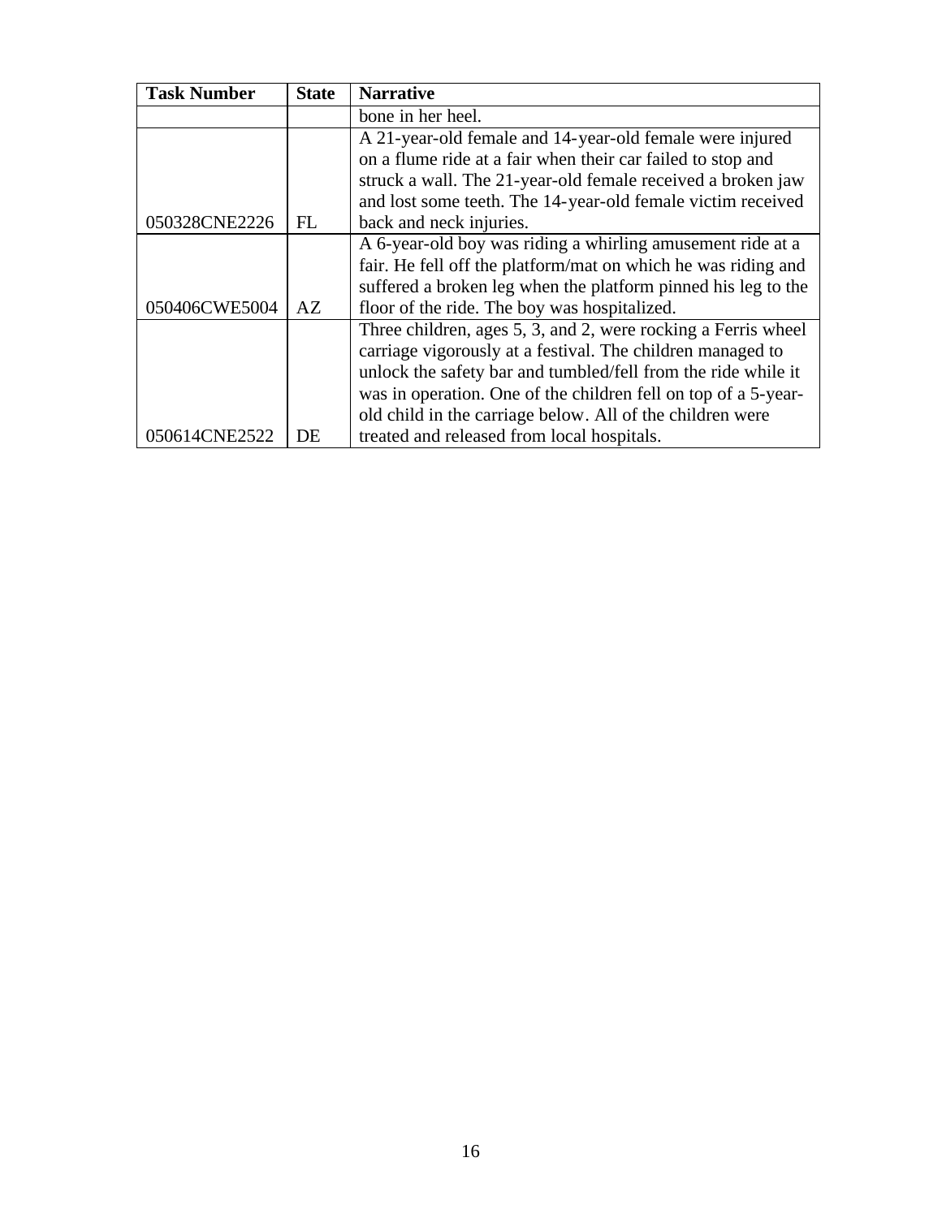| Task Number | State | Narrative |
|---|---|---|
| | | bone in her heel. |
| 050328CNE2226 | FL | A 21-year-old female and 14-year-old female were injured on a flume ride at a fair when their car failed to stop and struck a wall. The 21-year-old female received a broken jaw and lost some teeth. The 14-year-old female victim received back and neck injuries. |
| 050406CWE5004 | AZ | A 6-year-old boy was riding a whirling amusement ride at a fair. He fell off the platform/mat on which he was riding and suffered a broken leg when the platform pinned his leg to the floor of the ride. The boy was hospitalized. |
| 050614CNE2522 | DE | Three children, ages 5, 3, and 2, were rocking a Ferris wheel carriage vigorously at a festival. The children managed to unlock the safety bar and tumbled/fell from the ride while it was in operation. One of the children fell on top of a 5-year-old child in the carriage below. All of the children were treated and released from local hospitals. |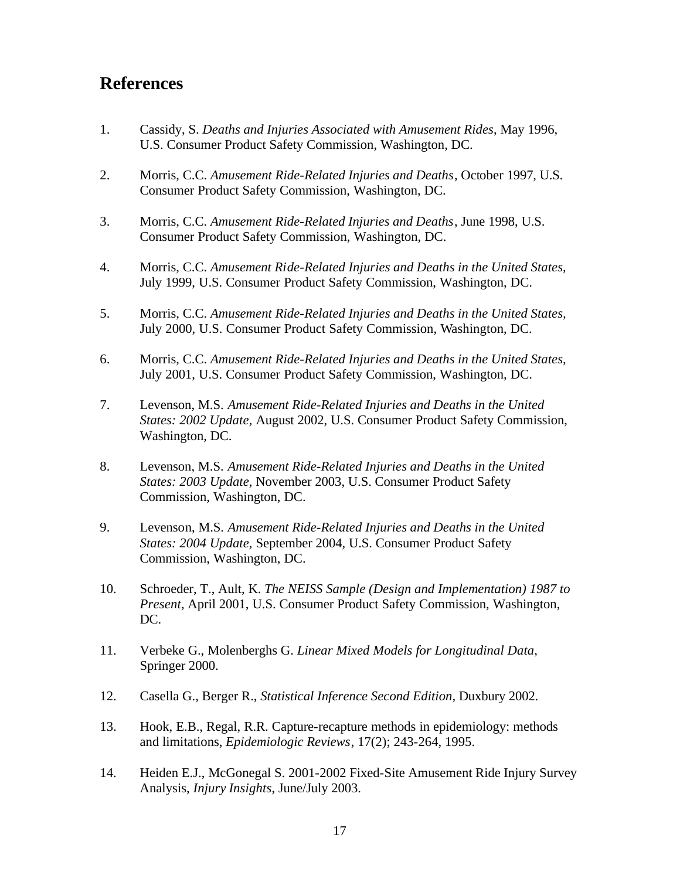## References

1. Cassidy, S. *Deaths and Injuries Associated with Amusement Rides*, May 1996, U.S. Consumer Product Safety Commission, Washington, DC.

2. Morris, C.C. *Amusement Ride-Related Injuries and Deaths*, October 1997, U.S. Consumer Product Safety Commission, Washington, DC.

3. Morris, C.C. *Amusement Ride-Related Injuries and Deaths*, June 1998, U.S. Consumer Product Safety Commission, Washington, DC.

4. Morris, C.C. *Amusement Ride-Related Injuries and Deaths in the United States,* July 1999, U.S. Consumer Product Safety Commission, Washington, DC.

5. Morris, C.C. *Amusement Ride-Related Injuries and Deaths in the United States,* July 2000, U.S. Consumer Product Safety Commission, Washington, DC.

6. Morris, C.C. *Amusement Ride-Related Injuries and Deaths in the United States,* July 2001, U.S. Consumer Product Safety Commission, Washington, DC.

7. Levenson, M.S. *Amusement Ride-Related Injuries and Deaths in the United States: 2002 Update,* August 2002, U.S. Consumer Product Safety Commission, Washington, DC.

8. Levenson, M.S. *Amusement Ride-Related Injuries and Deaths in the United States: 2003 Update,* November 2003, U.S. Consumer Product Safety Commission, Washington, DC.

9. Levenson, M.S. *Amusement Ride-Related Injuries and Deaths in the United States: 2004 Update,* September 2004, U.S. Consumer Product Safety Commission, Washington, DC.

10. Schroeder, T., Ault, K. *The NEISS Sample (Design and Implementation) 1987 to Present*, April 2001, U.S. Consumer Product Safety Commission, Washington, DC.

11. Verbeke G., Molenberghs G. *Linear Mixed Models for Longitudinal Data*, Springer 2000.

12. Casella G., Berger R., *Statistical Inference Second Edition*, Duxbury 2002.

13. Hook, E.B., Regal, R.R. Capture-recapture methods in epidemiology: methods and limitations, *Epidemiologic Reviews*, 17(2); 243-264, 1995.

14. Heiden E.J., McGonegal S. 2001-2002 Fixed-Site Amusement Ride Injury Survey Analysis, *Injury Insights*, June/July 2003.